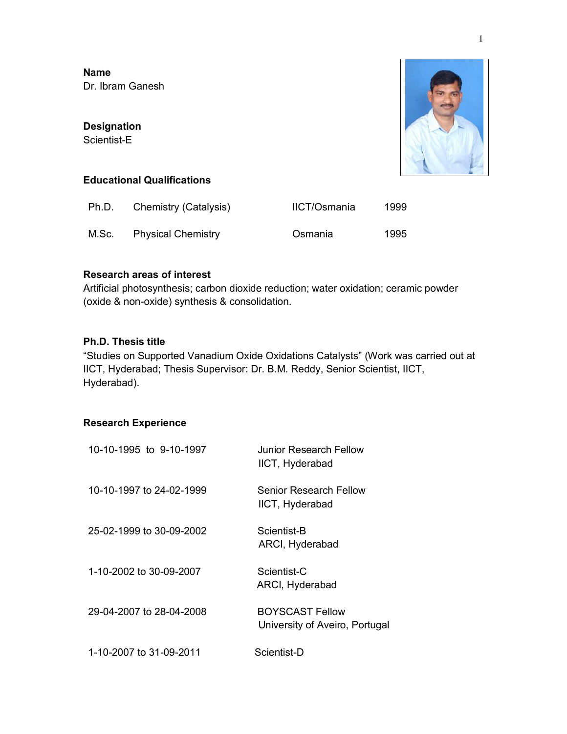**Name**
Dr. Ibram Ganesh

**Designation**
Scientist-E

**Educational Qualifications**

| | | | |
|---|---|---|---|
| Ph.D. | Chemistry (Catalysis) | IICT/Osmania | 1999 |
| M.Sc. | Physical Chemistry | Osmania | 1995 |

**Research areas of interest**
Artificial photosynthesis; carbon dioxide reduction; water oxidation; ceramic powder (oxide & non-oxide) synthesis & consolidation.

**Ph.D. Thesis title**
"Studies on Supported Vanadium Oxide Oxidations Catalysts" (Work was carried out at IICT, Hyderabad; Thesis Supervisor: Dr. B.M. Reddy, Senior Scientist, IICT, Hyderabad).

**Research Experience**

| | |
|---|---|
| 10-10-1995 to 9-10-1997 | Junior Research Fellow<br>IICT, Hyderabad |
| 10-10-1997 to 24-02-1999 | Senior Research Fellow<br>IICT, Hyderabad |
| 25-02-1999 to 30-09-2002 | Scientist-B<br>ARCI, Hyderabad |
| 1-10-2002 to 30-09-2007 | Scientist-C<br>ARCI, Hyderabad |
| 29-04-2007 to 28-04-2008 | BOYSCAST Fellow<br>University of Aveiro, Portugal |
| 1-10-2007 to 31-09-2011 | Scientist-D |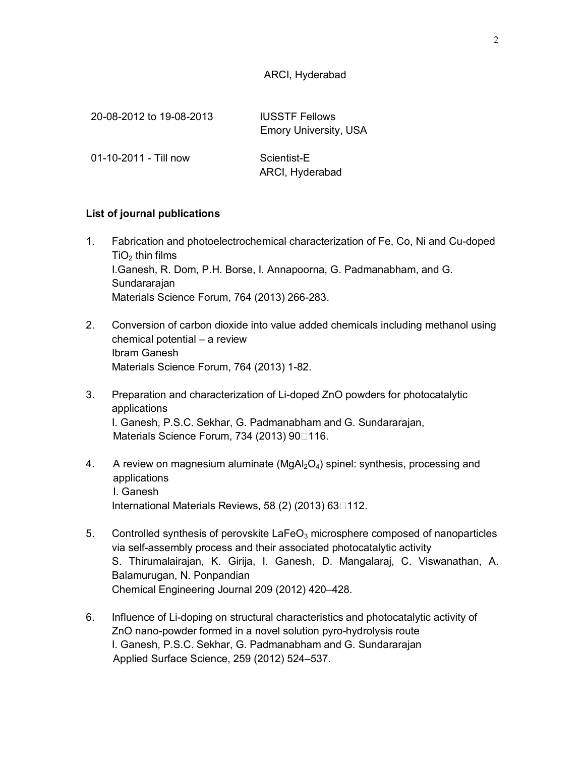ARCI, Hyderabad

| | |
|---|---|
| 20-08-2012 to 19-08-2013 | IUSSTF Fellows<br>Emory University, USA |
| 01-10-2011 - Till now | Scientist-E<br>ARCI, Hyderabad |

**List of journal publications**

1. Fabrication and photoelectrochemical characterization of Fe, Co, Ni and Cu-doped $TiO_2$ thin films
   I.Ganesh, R. Dom, P.H. Borse, I. Annapoorna, G. Padmanabham, and G. Sundararajan
   Materials Science Forum, 764 (2013) 266-283.

2. Conversion of carbon dioxide into value added chemicals including methanol using chemical potential – a review
   Ibram Ganesh
   Materials Science Forum, 764 (2013) 1-82.

3. Preparation and characterization of Li-doped ZnO powders for photocatalytic applications
   I. Ganesh, P.S.C. Sekhar, G. Padmanabham and G. Sundararajan,
   Materials Science Forum, 734 (2013) 90116.

4. A review on magnesium aluminate ($MgAl_2O_4$) spinel: synthesis, processing and applications
   I. Ganesh
   International Materials Reviews, 58 (2) (2013) 63112.

5. Controlled synthesis of perovskite $LaFeO_3$ microsphere composed of nanoparticles via self-assembly process and their associated photocatalytic activity
   S. Thirumalairajan, K. Girija, I. Ganesh, D. Mangalaraj, C. Viswanathan, A. Balamurugan, N. Ponpandian
   Chemical Engineering Journal 209 (2012) 420–428.

6. Influence of Li-doping on structural characteristics and photocatalytic activity of ZnO nano-powder formed in a novel solution pyro-hydrolysis route
   I. Ganesh, P.S.C. Sekhar, G. Padmanabham and G. Sundararajan
   Applied Surface Science, 259 (2012) 524–537.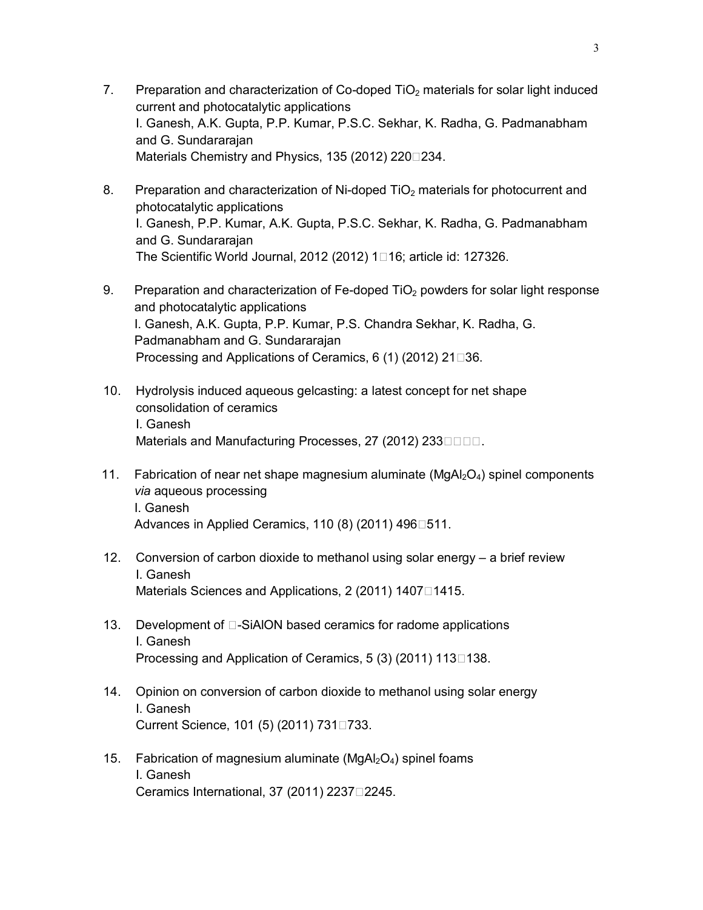7. Preparation and characterization of Co-doped $TiO_2$ materials for solar light induced current and photocatalytic applications
   I. Ganesh, A.K. Gupta, P.P. Kumar, P.S.C. Sekhar, K. Radha, G. Padmanabham and G. Sundararajan
   Materials Chemistry and Physics, 135 (2012) 220□234.

8. Preparation and characterization of Ni-doped $TiO_2$ materials for photocurrent and photocatalytic applications
   I. Ganesh, P.P. Kumar, A.K. Gupta, P.S.C. Sekhar, K. Radha, G. Padmanabham and G. Sundararajan
   The Scientific World Journal, 2012 (2012) 1□16; article id: 127326.

9. Preparation and characterization of Fe-doped $TiO_2$ powders for solar light response and photocatalytic applications
   I. Ganesh, A.K. Gupta, P.P. Kumar, P.S. Chandra Sekhar, K. Radha, G. Padmanabham and G. Sundararajan
   Processing and Applications of Ceramics, 6 (1) (2012) 21□36.

10. Hydrolysis induced aqueous gelcasting: a latest concept for net shape consolidation of ceramics
    I. Ganesh
    Materials and Manufacturing Processes, 27 (2012) 233□□□□.

11. Fabrication of near net shape magnesium aluminate ($MgAl_2O_4$) spinel components *via* aqueous processing
    I. Ganesh
    Advances in Applied Ceramics, 110 (8) (2011) 496□511.

12. Conversion of carbon dioxide to methanol using solar energy – a brief review
    I. Ganesh
    Materials Sciences and Applications, 2 (2011) 1407□1415.

13. Development of □-SiAlON based ceramics for radome applications
    I. Ganesh
    Processing and Application of Ceramics, 5 (3) (2011) 113□138.

14. Opinion on conversion of carbon dioxide to methanol using solar energy
    I. Ganesh
    Current Science, 101 (5) (2011) 731□733.

15. Fabrication of magnesium aluminate ($MgAl_2O_4$) spinel foams
    I. Ganesh
    Ceramics International, 37 (2011) 2237□2245.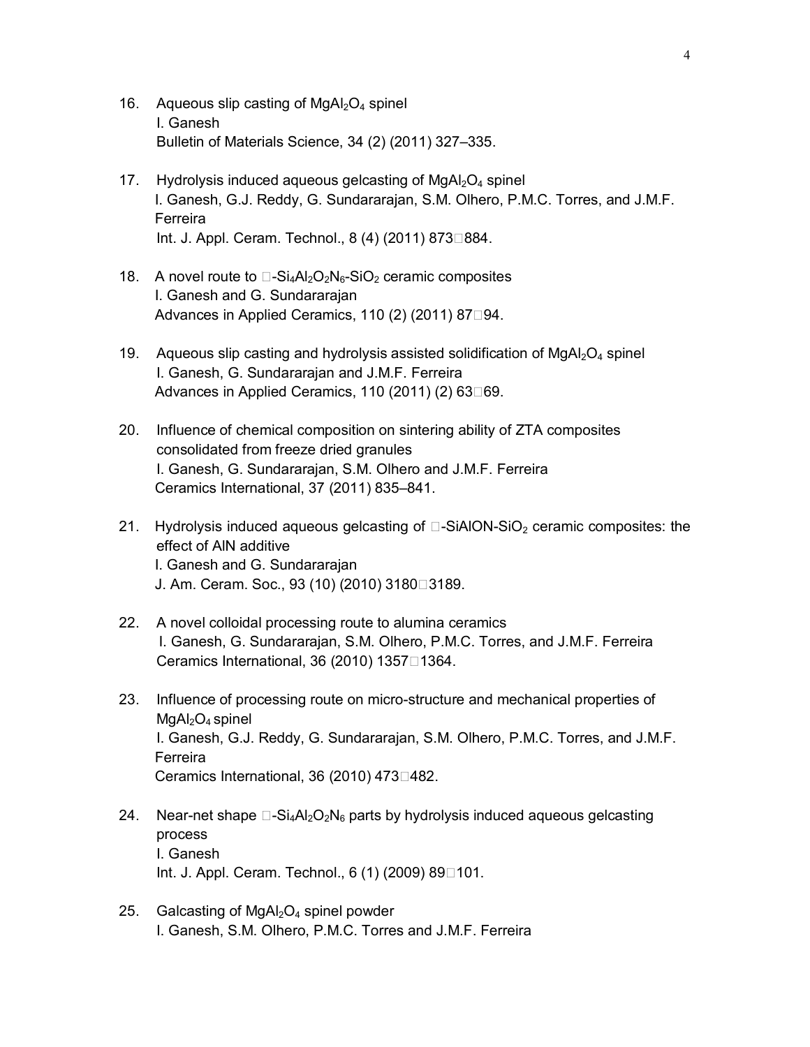16. Aqueous slip casting of $MgAl_2O_4$ spinel
    I. Ganesh
    Bulletin of Materials Science, 34 (2) (2011) 327–335.

17. Hydrolysis induced aqueous gelcasting of $MgAl_2O_4$ spinel
    I. Ganesh, G.J. Reddy, G. Sundararajan, S.M. Olhero, P.M.C. Torres, and J.M.F. Ferreira
    Int. J. Appl. Ceram. Technol., 8 (4) (2011) 873□884.

18. A novel route to □-$Si_4Al_2O_2N_6$-$SiO_2$ ceramic composites
    I. Ganesh and G. Sundararajan
    Advances in Applied Ceramics, 110 (2) (2011) 87□94.

19. Aqueous slip casting and hydrolysis assisted solidification of $MgAl_2O_4$ spinel
    I. Ganesh, G. Sundararajan and J.M.F. Ferreira
    Advances in Applied Ceramics, 110 (2011) (2) 63□69.

20. Influence of chemical composition on sintering ability of ZTA composites consolidated from freeze dried granules
    I. Ganesh, G. Sundararajan, S.M. Olhero and J.M.F. Ferreira
    Ceramics International, 37 (2011) 835–841.

21. Hydrolysis induced aqueous gelcasting of □-SiAlON-$SiO_2$ ceramic composites: the effect of AlN additive
    I. Ganesh and G. Sundararajan
    J. Am. Ceram. Soc., 93 (10) (2010) 3180□3189.

22. A novel colloidal processing route to alumina ceramics
    I. Ganesh, G. Sundararajan, S.M. Olhero, P.M.C. Torres, and J.M.F. Ferreira
    Ceramics International, 36 (2010) 1357□1364.

23. Influence of processing route on micro-structure and mechanical properties of $MgAl_2O_4$ spinel
    I. Ganesh, G.J. Reddy, G. Sundararajan, S.M. Olhero, P.M.C. Torres, and J.M.F. Ferreira
    Ceramics International, 36 (2010) 473□482.

24. Near-net shape □-$Si_4Al_2O_2N_6$ parts by hydrolysis induced aqueous gelcasting process
    I. Ganesh
    Int. J. Appl. Ceram. Technol., 6 (1) (2009) 89□101.

25. Galcasting of $MgAl_2O_4$ spinel powder
    I. Ganesh, S.M. Olhero, P.M.C. Torres and J.M.F. Ferreira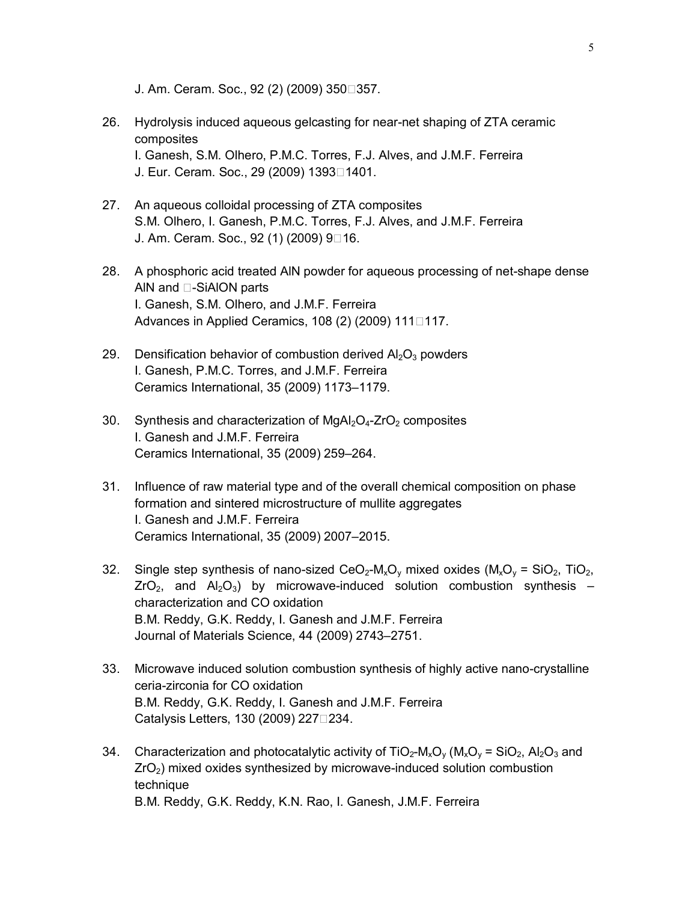J. Am. Ceram. Soc., 92 (2) (2009) 350357.

26. Hydrolysis induced aqueous gelcasting for near-net shaping of ZTA ceramic composites
    I. Ganesh, S.M. Olhero, P.M.C. Torres, F.J. Alves, and J.M.F. Ferreira
    J. Eur. Ceram. Soc., 29 (2009) 13931401.

27. An aqueous colloidal processing of ZTA composites
    S.M. Olhero, I. Ganesh, P.M.C. Torres, F.J. Alves, and J.M.F. Ferreira
    J. Am. Ceram. Soc., 92 (1) (2009) 916.

28. A phosphoric acid treated AlN powder for aqueous processing of net-shape dense AlN and -SiAlON parts
    I. Ganesh, S.M. Olhero, and J.M.F. Ferreira
    Advances in Applied Ceramics, 108 (2) (2009) 111117.

29. Densification behavior of combustion derived $Al_2O_3$ powders
    I. Ganesh, P.M.C. Torres, and J.M.F. Ferreira
    Ceramics International, 35 (2009) 1173–1179.

30. Synthesis and characterization of $MgAl_2O_4$-$ZrO_2$ composites
    I. Ganesh and J.M.F. Ferreira
    Ceramics International, 35 (2009) 259–264.

31. Influence of raw material type and of the overall chemical composition on phase formation and sintered microstructure of mullite aggregates
    I. Ganesh and J.M.F. Ferreira
    Ceramics International, 35 (2009) 2007–2015.

32. Single step synthesis of nano-sized $CeO_2$-$M_xO_y$ mixed oxides ($M_xO_y$ = $SiO_2$, $TiO_2$, $ZrO_2$, and $Al_2O_3$) by microwave-induced solution combustion synthesis – characterization and CO oxidation
    B.M. Reddy, G.K. Reddy, I. Ganesh and J.M.F. Ferreira
    Journal of Materials Science, 44 (2009) 2743–2751.

33. Microwave induced solution combustion synthesis of highly active nano-crystalline ceria-zirconia for CO oxidation
    B.M. Reddy, G.K. Reddy, I. Ganesh and J.M.F. Ferreira
    Catalysis Letters, 130 (2009) 227234.

34. Characterization and photocatalytic activity of $TiO_2$-$M_xO_y$ ($M_xO_y$ = $SiO_2$, $Al_2O_3$ and $ZrO_2$) mixed oxides synthesized by microwave-induced solution combustion technique
    B.M. Reddy, G.K. Reddy, K.N. Rao, I. Ganesh, J.M.F. Ferreira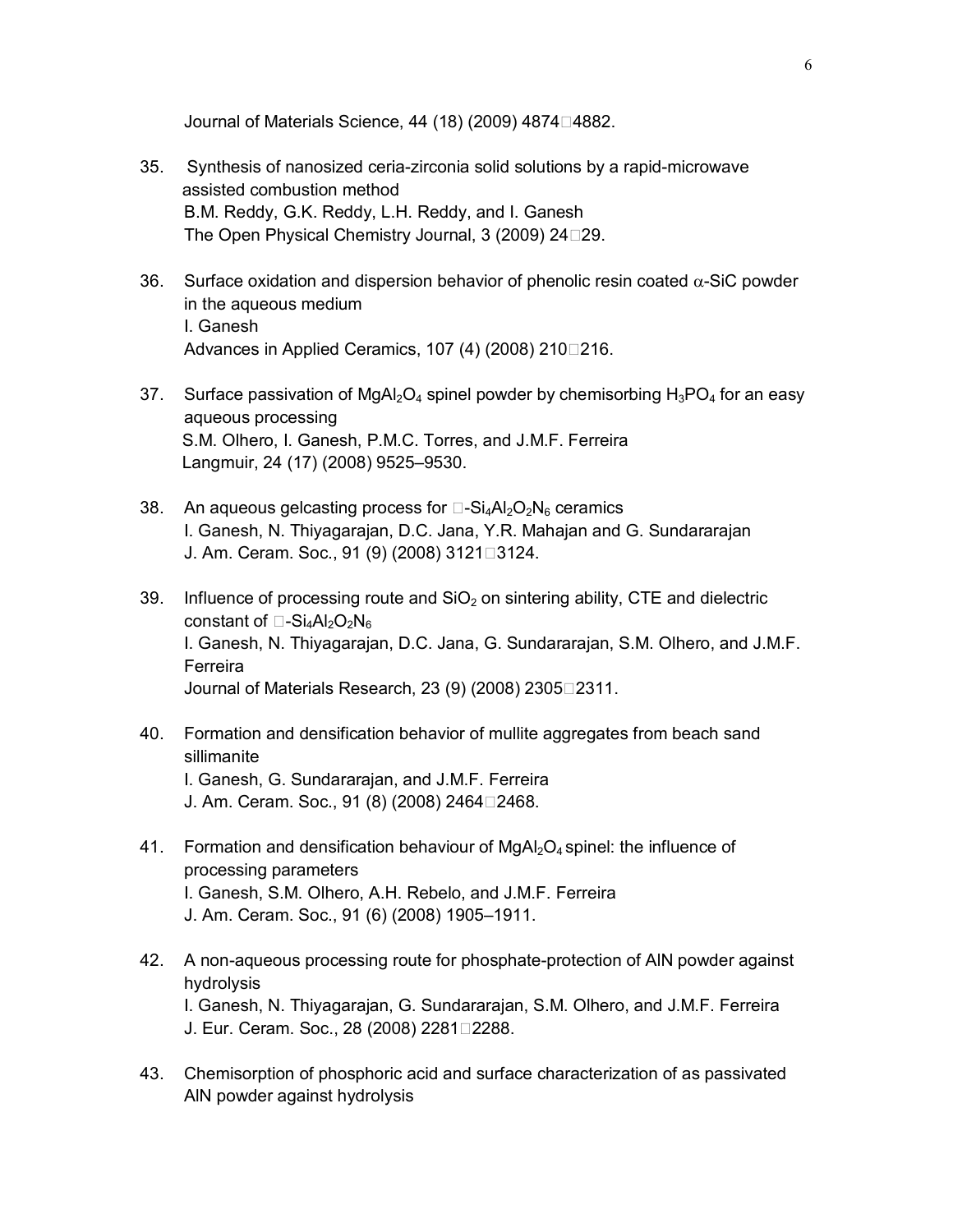Journal of Materials Science, 44 (18) (2009) 4874□4882.

35. Synthesis of nanosized ceria-zirconia solid solutions by a rapid-microwave assisted combustion method
    B.M. Reddy, G.K. Reddy, L.H. Reddy, and I. Ganesh
    The Open Physical Chemistry Journal, 3 (2009) 24□29.

36. Surface oxidation and dispersion behavior of phenolic resin coated $\alpha$-SiC powder in the aqueous medium
    I. Ganesh
    Advances in Applied Ceramics, 107 (4) (2008) 210□216.

37. Surface passivation of $MgAl_2O_4$ spinel powder by chemisorbing $H_3PO_4$ for an easy aqueous processing
    S.M. Olhero, I. Ganesh, P.M.C. Torres, and J.M.F. Ferreira
    Langmuir, 24 (17) (2008) 9525–9530.

38. An aqueous gelcasting process for □-$Si_4Al_2O_2N_6$ ceramics
    I. Ganesh, N. Thiyagarajan, D.C. Jana, Y.R. Mahajan and G. Sundararajan
    J. Am. Ceram. Soc., 91 (9) (2008) 3121□3124.

39. Influence of processing route and $SiO_2$ on sintering ability, CTE and dielectric constant of □-$Si_4Al_2O_2N_6$
    I. Ganesh, N. Thiyagarajan, D.C. Jana, G. Sundararajan, S.M. Olhero, and J.M.F. Ferreira
    Journal of Materials Research, 23 (9) (2008) 2305□2311.

40. Formation and densification behavior of mullite aggregates from beach sand sillimanite
    I. Ganesh, G. Sundararajan, and J.M.F. Ferreira
    J. Am. Ceram. Soc., 91 (8) (2008) 2464□2468.

41. Formation and densification behaviour of $MgAl_2O_4$ spinel: the influence of processing parameters
    I. Ganesh, S.M. Olhero, A.H. Rebelo, and J.M.F. Ferreira
    J. Am. Ceram. Soc., 91 (6) (2008) 1905–1911.

42. A non-aqueous processing route for phosphate-protection of AlN powder against hydrolysis
    I. Ganesh, N. Thiyagarajan, G. Sundararajan, S.M. Olhero, and J.M.F. Ferreira
    J. Eur. Ceram. Soc., 28 (2008) 2281□2288.

43. Chemisorption of phosphoric acid and surface characterization of as passivated AlN powder against hydrolysis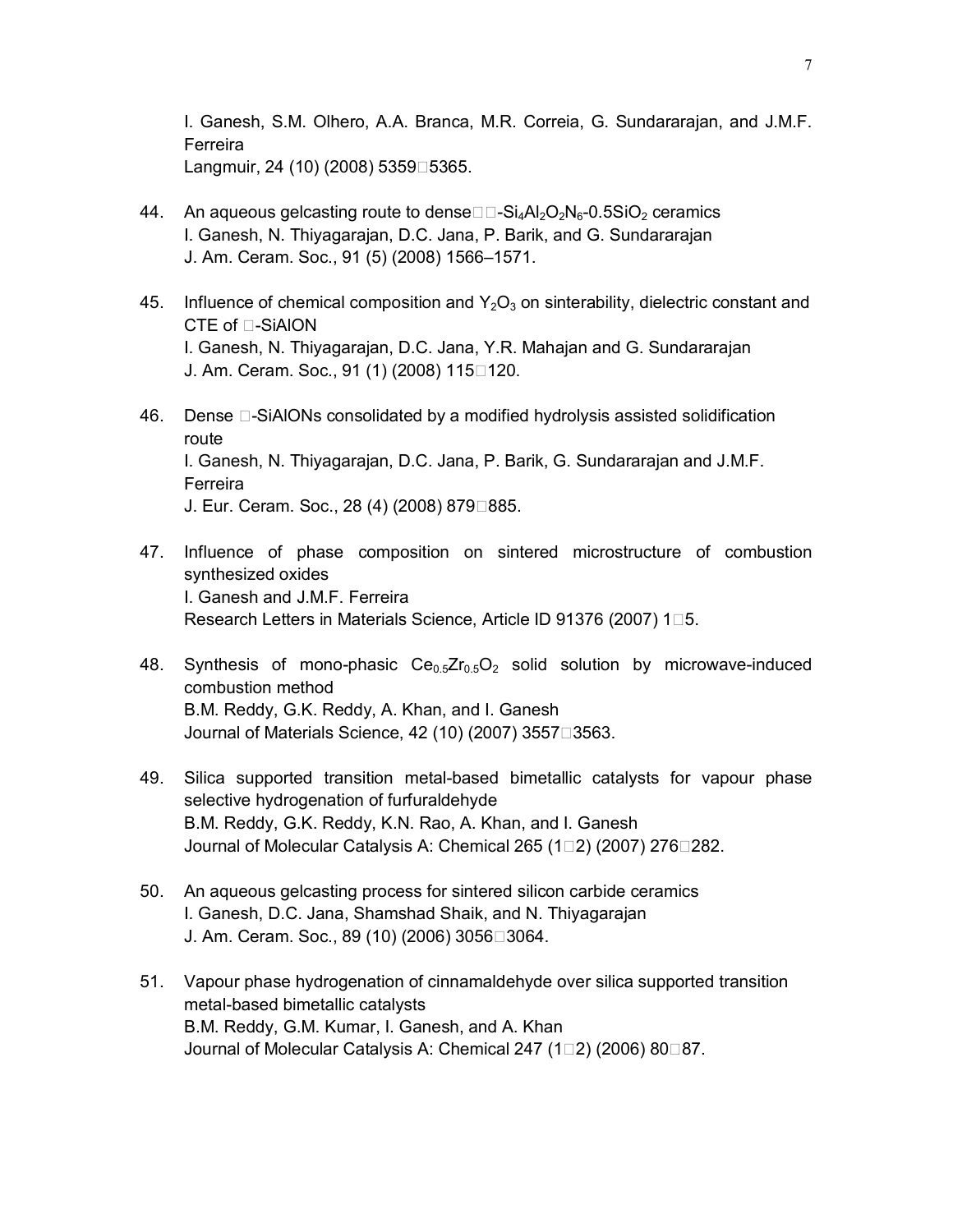I. Ganesh, S.M. Olhero, A.A. Branca, M.R. Correia, G. Sundararajan, and J.M.F. Ferreira
Langmuir, 24 (10) (2008) 5359□5365.

44. An aqueous gelcasting route to dense□□-$Si_4Al_2O_2N_6$-0.5$SiO_2$ ceramics
    I. Ganesh, N. Thiyagarajan, D.C. Jana, P. Barik, and G. Sundararajan
    J. Am. Ceram. Soc., 91 (5) (2008) 1566–1571.

45. Influence of chemical composition and $Y_2O_3$ on sinterability, dielectric constant and CTE of □-SiAlON
    I. Ganesh, N. Thiyagarajan, D.C. Jana, Y.R. Mahajan and G. Sundararajan
    J. Am. Ceram. Soc., 91 (1) (2008) 115□120.

46. Dense □-SiAlONs consolidated by a modified hydrolysis assisted solidification route
    I. Ganesh, N. Thiyagarajan, D.C. Jana, P. Barik, G. Sundararajan and J.M.F. Ferreira
    J. Eur. Ceram. Soc., 28 (4) (2008) 879□885.

47. Influence of phase composition on sintered microstructure of combustion synthesized oxides
    I. Ganesh and J.M.F. Ferreira
    Research Letters in Materials Science, Article ID 91376 (2007) 1□5.

48. Synthesis of mono-phasic $Ce_{0.5}Zr_{0.5}O_2$ solid solution by microwave-induced combustion method
    B.M. Reddy, G.K. Reddy, A. Khan, and I. Ganesh
    Journal of Materials Science, 42 (10) (2007) 3557□3563.

49. Silica supported transition metal-based bimetallic catalysts for vapour phase selective hydrogenation of furfuraldehyde
    B.M. Reddy, G.K. Reddy, K.N. Rao, A. Khan, and I. Ganesh
    Journal of Molecular Catalysis A: Chemical 265 (1□2) (2007) 276□282.

50. An aqueous gelcasting process for sintered silicon carbide ceramics
    I. Ganesh, D.C. Jana, Shamshad Shaik, and N. Thiyagarajan
    J. Am. Ceram. Soc., 89 (10) (2006) 3056□3064.

51. Vapour phase hydrogenation of cinnamaldehyde over silica supported transition metal-based bimetallic catalysts
    B.M. Reddy, G.M. Kumar, I. Ganesh, and A. Khan
    Journal of Molecular Catalysis A: Chemical 247 (1□2) (2006) 80□87.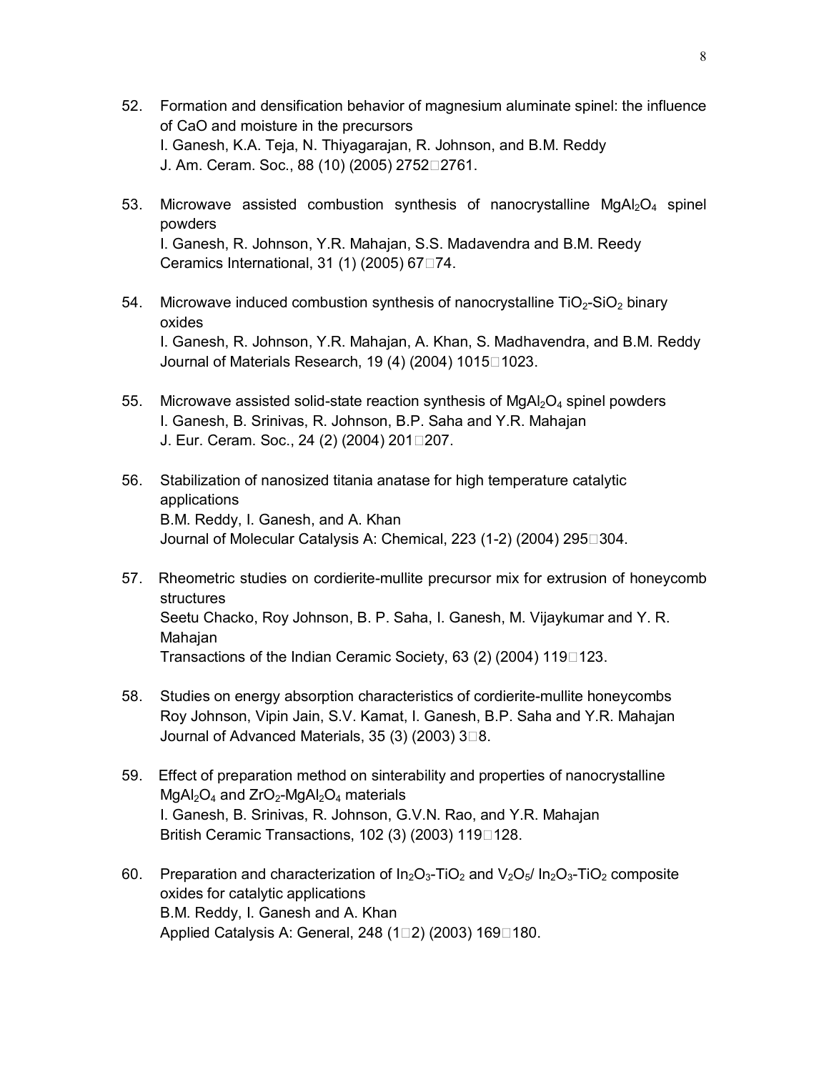52. Formation and densification behavior of magnesium aluminate spinel: the influence of CaO and moisture in the precursors
    I. Ganesh, K.A. Teja, N. Thiyagarajan, R. Johnson, and B.M. Reddy
    J. Am. Ceram. Soc., 88 (10) (2005) 2752□2761.

53. Microwave assisted combustion synthesis of nanocrystalline $MgAl_2O_4$ spinel powders
    I. Ganesh, R. Johnson, Y.R. Mahajan, S.S. Madavendra and B.M. Reedy
    Ceramics International, 31 (1) (2005) 67□74.

54. Microwave induced combustion synthesis of nanocrystalline $TiO_2$-$SiO_2$ binary oxides
    I. Ganesh, R. Johnson, Y.R. Mahajan, A. Khan, S. Madhavendra, and B.M. Reddy
    Journal of Materials Research, 19 (4) (2004) 1015□1023.

55. Microwave assisted solid-state reaction synthesis of $MgAl_2O_4$ spinel powders
    I. Ganesh, B. Srinivas, R. Johnson, B.P. Saha and Y.R. Mahajan
    J. Eur. Ceram. Soc., 24 (2) (2004) 201□207.

56. Stabilization of nanosized titania anatase for high temperature catalytic applications
    B.M. Reddy, I. Ganesh, and A. Khan
    Journal of Molecular Catalysis A: Chemical, 223 (1-2) (2004) 295□304.

57. Rheometric studies on cordierite-mullite precursor mix for extrusion of honeycomb structures
    Seetu Chacko, Roy Johnson, B. P. Saha, I. Ganesh, M. Vijaykumar and Y. R. Mahajan
    Transactions of the Indian Ceramic Society, 63 (2) (2004) 119□123.

58. Studies on energy absorption characteristics of cordierite-mullite honeycombs
    Roy Johnson, Vipin Jain, S.V. Kamat, I. Ganesh, B.P. Saha and Y.R. Mahajan
    Journal of Advanced Materials, 35 (3) (2003) 3□8.

59. Effect of preparation method on sinterability and properties of nanocrystalline $MgAl_2O_4$ and $ZrO_2$-$MgAl_2O_4$ materials
    I. Ganesh, B. Srinivas, R. Johnson, G.V.N. Rao, and Y.R. Mahajan
    British Ceramic Transactions, 102 (3) (2003) 119□128.

60. Preparation and characterization of $In_2O_3$-$TiO_2$ and $V_2O_5$/ $In_2O_3$-$TiO_2$ composite oxides for catalytic applications
    B.M. Reddy, I. Ganesh and A. Khan
    Applied Catalysis A: General, 248 (1□2) (2003) 169□180.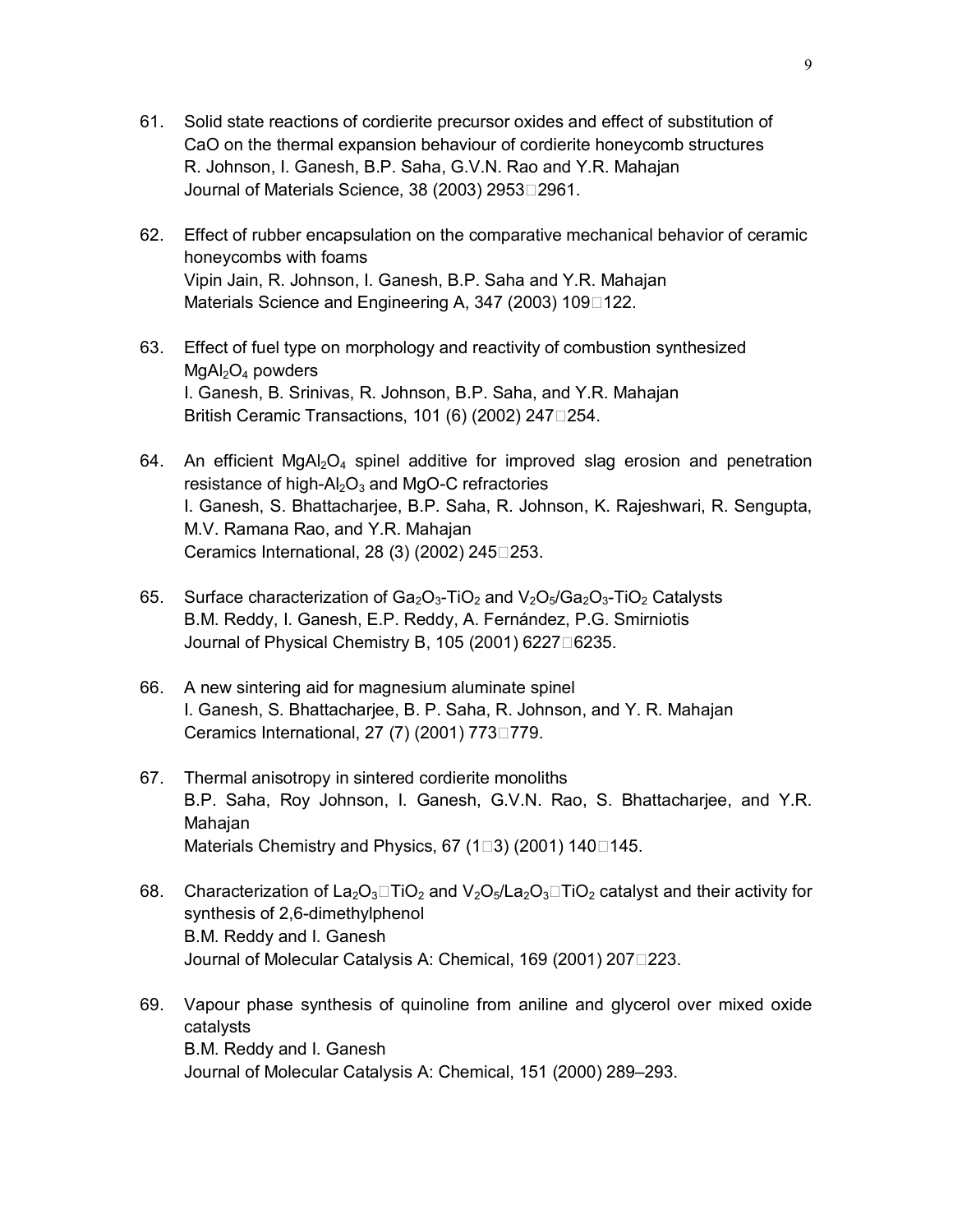61. Solid state reactions of cordierite precursor oxides and effect of substitution of CaO on the thermal expansion behaviour of cordierite honeycomb structures
R. Johnson, I. Ganesh, B.P. Saha, G.V.N. Rao and Y.R. Mahajan
Journal of Materials Science, 38 (2003) 2953–2961.

62. Effect of rubber encapsulation on the comparative mechanical behavior of ceramic honeycombs with foams
Vipin Jain, R. Johnson, I. Ganesh, B.P. Saha and Y.R. Mahajan
Materials Science and Engineering A, 347 (2003) 109–122.

63. Effect of fuel type on morphology and reactivity of combustion synthesized $MgAl_2O_4$ powders
I. Ganesh, B. Srinivas, R. Johnson, B.P. Saha, and Y.R. Mahajan
British Ceramic Transactions, 101 (6) (2002) 247–254.

64. An efficient $MgAl_2O_4$ spinel additive for improved slag erosion and penetration resistance of high-$Al_2O_3$ and MgO-C refractories
I. Ganesh, S. Bhattacharjee, B.P. Saha, R. Johnson, K. Rajeshwari, R. Sengupta, M.V. Ramana Rao, and Y.R. Mahajan
Ceramics International, 28 (3) (2002) 245–253.

65. Surface characterization of $Ga_2O_3$-$TiO_2$ and $V_2O_5$/$Ga_2O_3$-$TiO_2$ Catalysts
B.M. Reddy, I. Ganesh, E.P. Reddy, A. Fernández, P.G. Smirniotis
Journal of Physical Chemistry B, 105 (2001) 6227–6235.

66. A new sintering aid for magnesium aluminate spinel
I. Ganesh, S. Bhattacharjee, B. P. Saha, R. Johnson, and Y. R. Mahajan
Ceramics International, 27 (7) (2001) 773–779.

67. Thermal anisotropy in sintered cordierite monoliths
B.P. Saha, Roy Johnson, I. Ganesh, G.V.N. Rao, S. Bhattacharjee, and Y.R. Mahajan
Materials Chemistry and Physics, 67 (1–3) (2001) 140–145.

68. Characterization of $La_2O_3$–$TiO_2$ and $V_2O_5$/$La_2O_3$–$TiO_2$ catalyst and their activity for synthesis of 2,6-dimethylphenol
B.M. Reddy and I. Ganesh
Journal of Molecular Catalysis A: Chemical, 169 (2001) 207–223.

69. Vapour phase synthesis of quinoline from aniline and glycerol over mixed oxide catalysts
B.M. Reddy and I. Ganesh
Journal of Molecular Catalysis A: Chemical, 151 (2000) 289–293.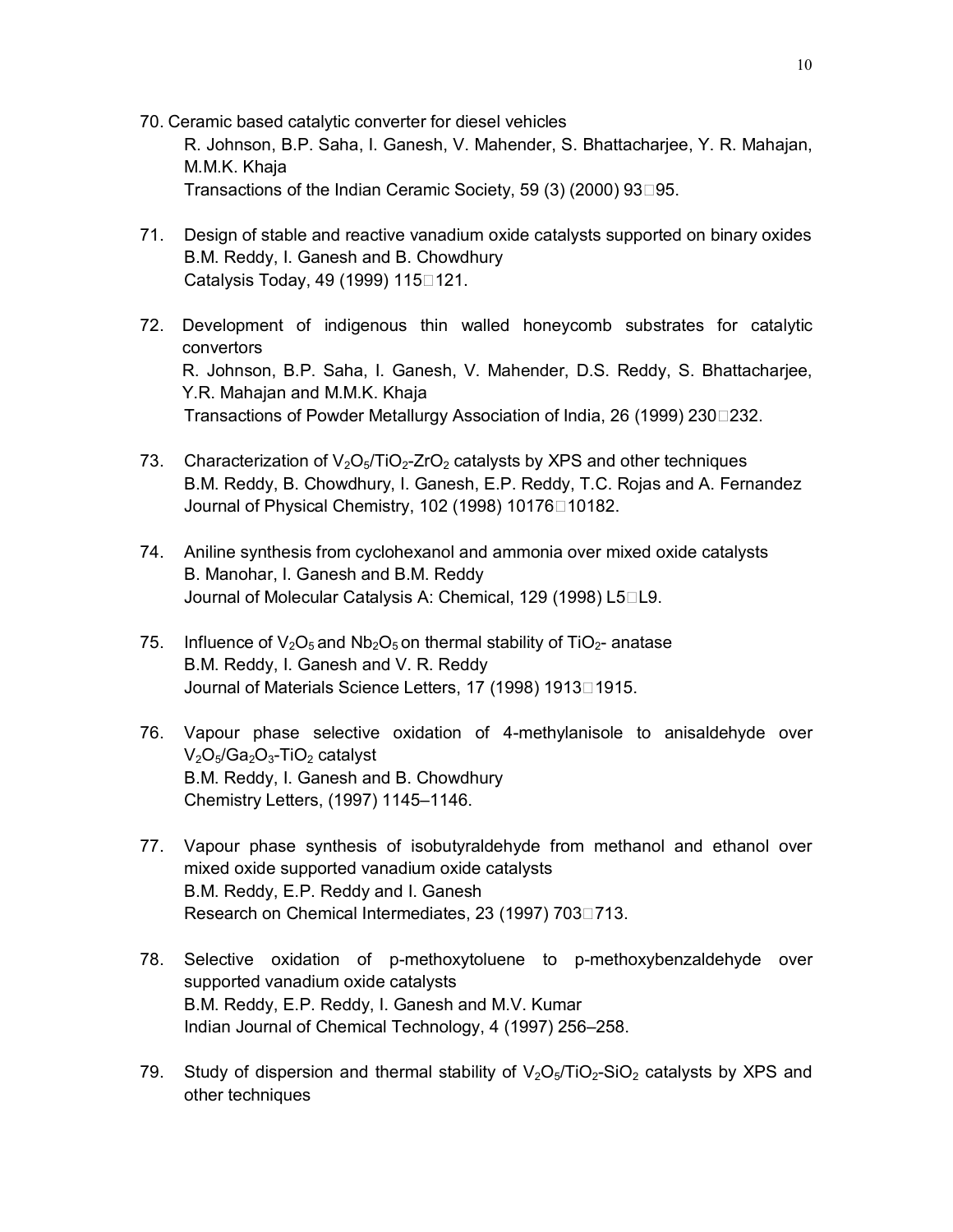70. Ceramic based catalytic converter for diesel vehicles
    R. Johnson, B.P. Saha, I. Ganesh, V. Mahender, S. Bhattacharjee, Y. R. Mahajan, M.M.K. Khaja
    Transactions of the Indian Ceramic Society, 59 (3) (2000) 93–95.

71. Design of stable and reactive vanadium oxide catalysts supported on binary oxides
    B.M. Reddy, I. Ganesh and B. Chowdhury
    Catalysis Today, 49 (1999) 115–121.

72. Development of indigenous thin walled honeycomb substrates for catalytic convertors
    R. Johnson, B.P. Saha, I. Ganesh, V. Mahender, D.S. Reddy, S. Bhattacharjee, Y.R. Mahajan and M.M.K. Khaja
    Transactions of Powder Metallurgy Association of India, 26 (1999) 230–232.

73. Characterization of $V_2O_5/TiO_2$-$ZrO_2$ catalysts by XPS and other techniques
    B.M. Reddy, B. Chowdhury, I. Ganesh, E.P. Reddy, T.C. Rojas and A. Fernandez
    Journal of Physical Chemistry, 102 (1998) 10176–10182.

74. Aniline synthesis from cyclohexanol and ammonia over mixed oxide catalysts
    B. Manohar, I. Ganesh and B.M. Reddy
    Journal of Molecular Catalysis A: Chemical, 129 (1998) L5–L9.

75. Influence of $V_2O_5$ and $Nb_2O_5$ on thermal stability of $TiO_2$- anatase
    B.M. Reddy, I. Ganesh and V. R. Reddy
    Journal of Materials Science Letters, 17 (1998) 1913–1915.

76. Vapour phase selective oxidation of 4-methylanisole to anisaldehyde over $V_2O_5/Ga_2O_3$-$TiO_2$ catalyst
    B.M. Reddy, I. Ganesh and B. Chowdhury
    Chemistry Letters, (1997) 1145–1146.

77. Vapour phase synthesis of isobutyraldehyde from methanol and ethanol over mixed oxide supported vanadium oxide catalysts
    B.M. Reddy, E.P. Reddy and I. Ganesh
    Research on Chemical Intermediates, 23 (1997) 703–713.

78. Selective oxidation of p-methoxytoluene to p-methoxybenzaldehyde over supported vanadium oxide catalysts
    B.M. Reddy, E.P. Reddy, I. Ganesh and M.V. Kumar
    Indian Journal of Chemical Technology, 4 (1997) 256–258.

79. Study of dispersion and thermal stability of $V_2O_5/TiO_2$-$SiO_2$ catalysts by XPS and other techniques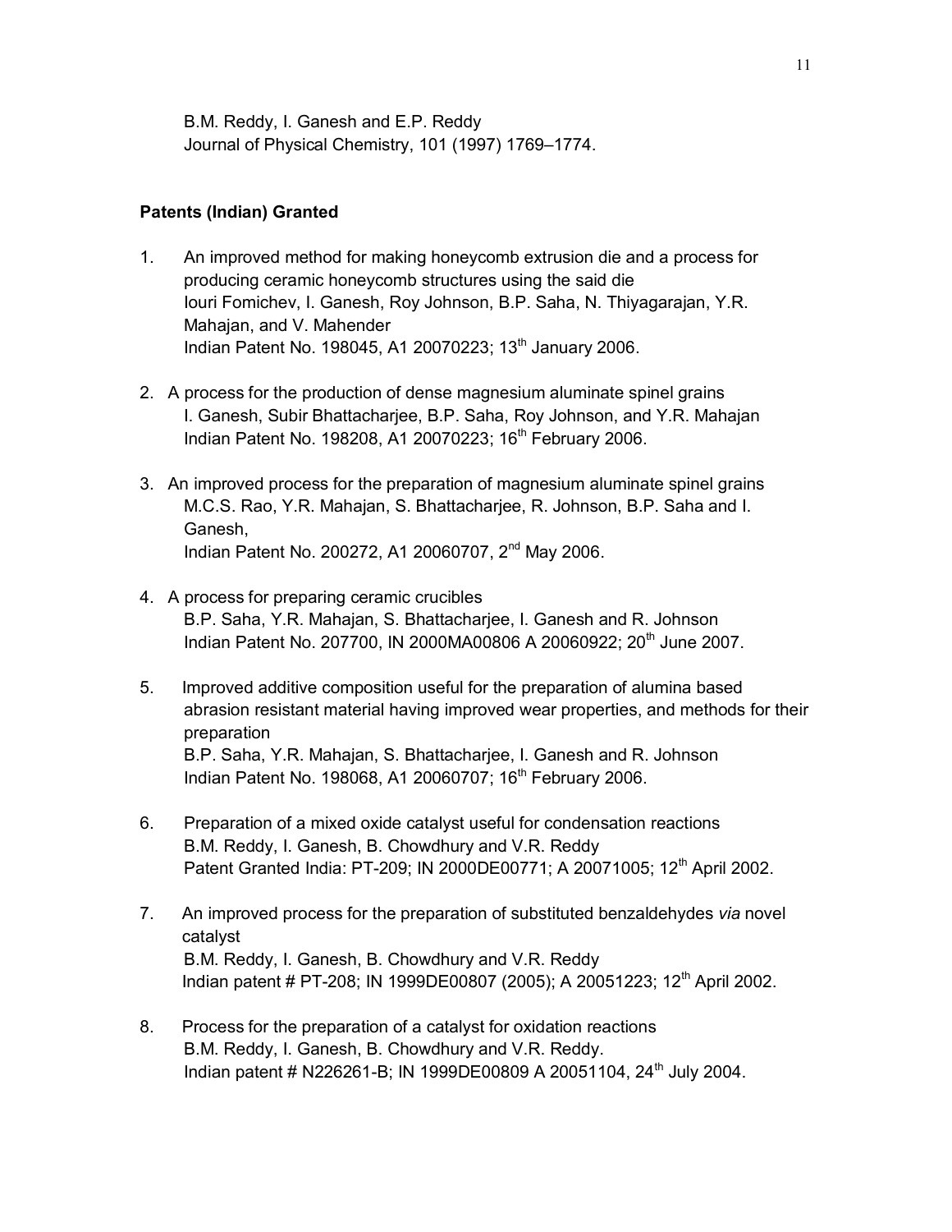B.M. Reddy, I. Ganesh and E.P. Reddy
Journal of Physical Chemistry, 101 (1997) 1769–1774.

**Patents (Indian) Granted**

1. An improved method for making honeycomb extrusion die and a process for producing ceramic honeycomb structures using the said die
   Iouri Fomichev, I. Ganesh, Roy Johnson, B.P. Saha, N. Thiyagarajan, Y.R. Mahajan, and V. Mahender
   Indian Patent No. 198045, A1 20070223; 13th January 2006.

2. A process for the production of dense magnesium aluminate spinel grains
   I. Ganesh, Subir Bhattacharjee, B.P. Saha, Roy Johnson, and Y.R. Mahajan
   Indian Patent No. 198208, A1 20070223; 16th February 2006.

3. An improved process for the preparation of magnesium aluminate spinel grains
   M.C.S. Rao, Y.R. Mahajan, S. Bhattacharjee, R. Johnson, B.P. Saha and I. Ganesh,
   Indian Patent No. 200272, A1 20060707, 2nd May 2006.

4. A process for preparing ceramic crucibles
   B.P. Saha, Y.R. Mahajan, S. Bhattacharjee, I. Ganesh and R. Johnson
   Indian Patent No. 207700, IN 2000MA00806 A 20060922; 20th June 2007.

5. Improved additive composition useful for the preparation of alumina based abrasion resistant material having improved wear properties, and methods for their preparation
   B.P. Saha, Y.R. Mahajan, S. Bhattacharjee, I. Ganesh and R. Johnson
   Indian Patent No. 198068, A1 20060707; 16th February 2006.

6. Preparation of a mixed oxide catalyst useful for condensation reactions
   B.M. Reddy, I. Ganesh, B. Chowdhury and V.R. Reddy
   Patent Granted India: PT-209; IN 2000DE00771; A 20071005; 12th April 2002.

7. An improved process for the preparation of substituted benzaldehydes *via* novel catalyst
   B.M. Reddy, I. Ganesh, B. Chowdhury and V.R. Reddy
   Indian patent # PT-208; IN 1999DE00807 (2005); A 20051223; 12th April 2002.

8. Process for the preparation of a catalyst for oxidation reactions
   B.M. Reddy, I. Ganesh, B. Chowdhury and V.R. Reddy.
   Indian patent # N226261-B; IN 1999DE00809 A 20051104, 24th July 2004.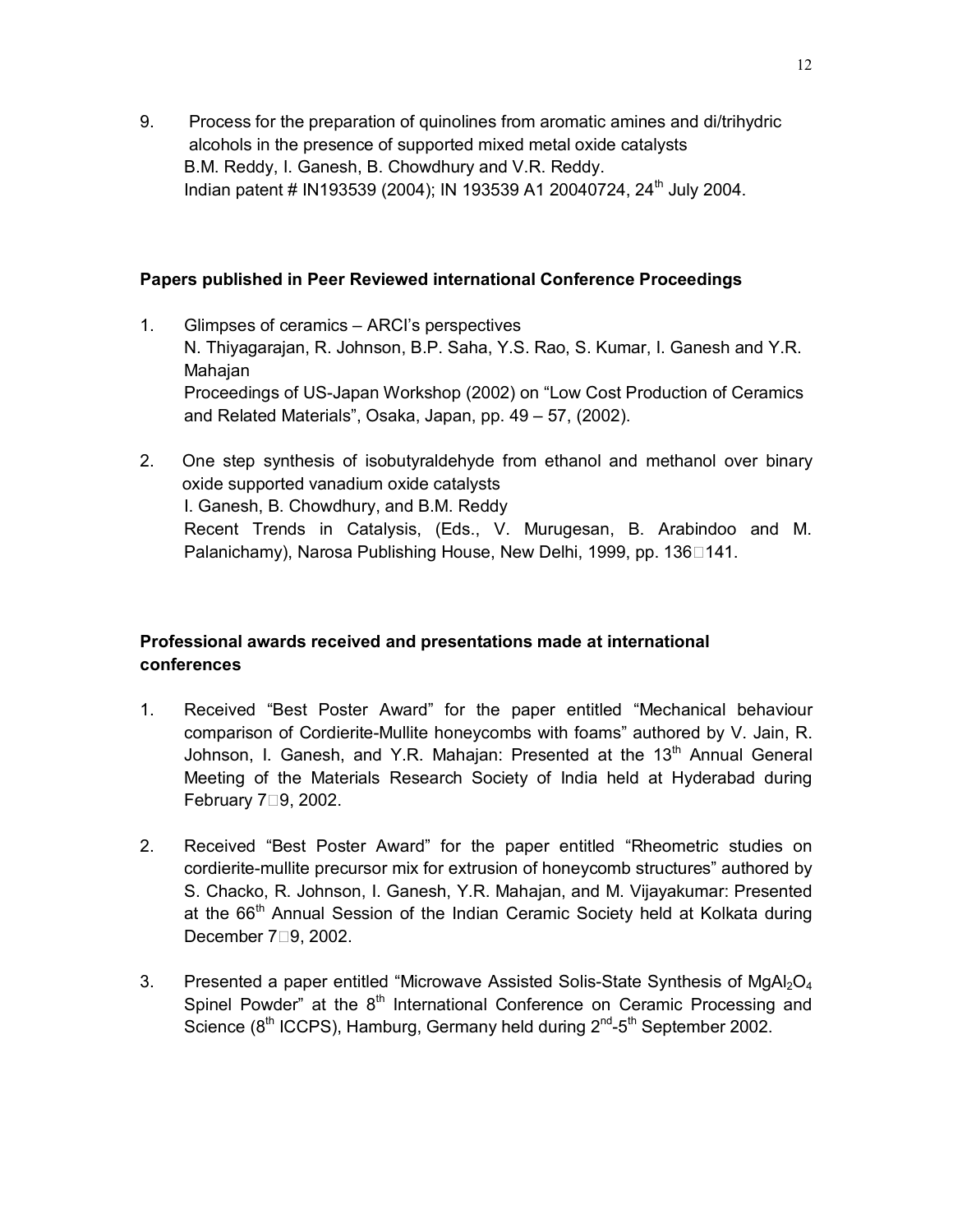9. Process for the preparation of quinolines from aromatic amines and di/trihydric alcohols in the presence of supported mixed metal oxide catalysts
   B.M. Reddy, I. Ganesh, B. Chowdhury and V.R. Reddy.
   Indian patent # IN193539 (2004); IN 193539 A1 20040724, 24th July 2004.

**Papers published in Peer Reviewed international Conference Proceedings**

1. Glimpses of ceramics – ARCI's perspectives
   N. Thiyagarajan, R. Johnson, B.P. Saha, Y.S. Rao, S. Kumar, I. Ganesh and Y.R. Mahajan
   Proceedings of US-Japan Workshop (2002) on "Low Cost Production of Ceramics and Related Materials", Osaka, Japan, pp. 49 – 57, (2002).

2. One step synthesis of isobutyraldehyde from ethanol and methanol over binary oxide supported vanadium oxide catalysts
   I. Ganesh, B. Chowdhury, and B.M. Reddy
   Recent Trends in Catalysis, (Eds., V. Murugesan, B. Arabindoo and M. Palanichamy), Narosa Publishing House, New Delhi, 1999, pp. 136–141.

**Professional awards received and presentations made at international conferences**

1. Received "Best Poster Award" for the paper entitled "Mechanical behaviour comparison of Cordierite-Mullite honeycombs with foams" authored by V. Jain, R. Johnson, I. Ganesh, and Y.R. Mahajan: Presented at the 13th Annual General Meeting of the Materials Research Society of India held at Hyderabad during February 7–9, 2002.

2. Received "Best Poster Award" for the paper entitled "Rheometric studies on cordierite-mullite precursor mix for extrusion of honeycomb structures" authored by S. Chacko, R. Johnson, I. Ganesh, Y.R. Mahajan, and M. Vijayakumar: Presented at the 66th Annual Session of the Indian Ceramic Society held at Kolkata during December 7–9, 2002.

3. Presented a paper entitled "Microwave Assisted Solis-State Synthesis of $MgAl_2O_4$ Spinel Powder" at the 8th International Conference on Ceramic Processing and Science (8th ICCPS), Hamburg, Germany held during 2nd-5th September 2002.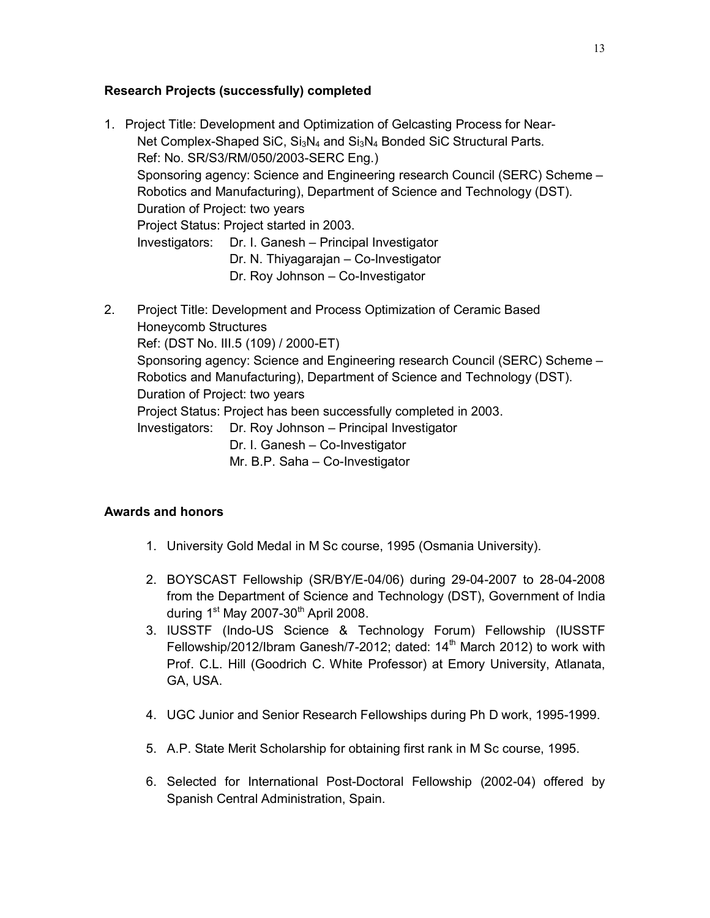**Research Projects (successfully) completed**

1. Project Title: Development and Optimization of Gelcasting Process for Near-Net Complex-Shaped SiC, $Si_3N_4$ and $Si_3N_4$ Bonded SiC Structural Parts.
   Ref: No. SR/S3/RM/050/2003-SERC Eng.)
   Sponsoring agency: Science and Engineering research Council (SERC) Scheme – Robotics and Manufacturing), Department of Science and Technology (DST).
   Duration of Project: two years
   Project Status: Project started in 2003.
   Investigators: Dr. I. Ganesh – Principal Investigator
   Dr. N. Thiyagarajan – Co-Investigator
   Dr. Roy Johnson – Co-Investigator

2. Project Title: Development and Process Optimization of Ceramic Based Honeycomb Structures
   Ref: (DST No. III.5 (109) / 2000-ET)
   Sponsoring agency: Science and Engineering research Council (SERC) Scheme – Robotics and Manufacturing), Department of Science and Technology (DST).
   Duration of Project: two years
   Project Status: Project has been successfully completed in 2003.
   Investigators: Dr. Roy Johnson – Principal Investigator
   Dr. I. Ganesh – Co-Investigator
   Mr. B.P. Saha – Co-Investigator

**Awards and honors**

1. University Gold Medal in M Sc course, 1995 (Osmania University).
2. BOYSCAST Fellowship (SR/BY/E-04/06) during 29-04-2007 to 28-04-2008 from the Department of Science and Technology (DST), Government of India during 1st May 2007-30th April 2008.
3. IUSSTF (Indo-US Science & Technology Forum) Fellowship (IUSSTF Fellowship/2012/Ibram Ganesh/7-2012; dated: 14th March 2012) to work with Prof. C.L. Hill (Goodrich C. White Professor) at Emory University, Atlanata, GA, USA.
4. UGC Junior and Senior Research Fellowships during Ph D work, 1995-1999.
5. A.P. State Merit Scholarship for obtaining first rank in M Sc course, 1995.
6. Selected for International Post-Doctoral Fellowship (2002-04) offered by Spanish Central Administration, Spain.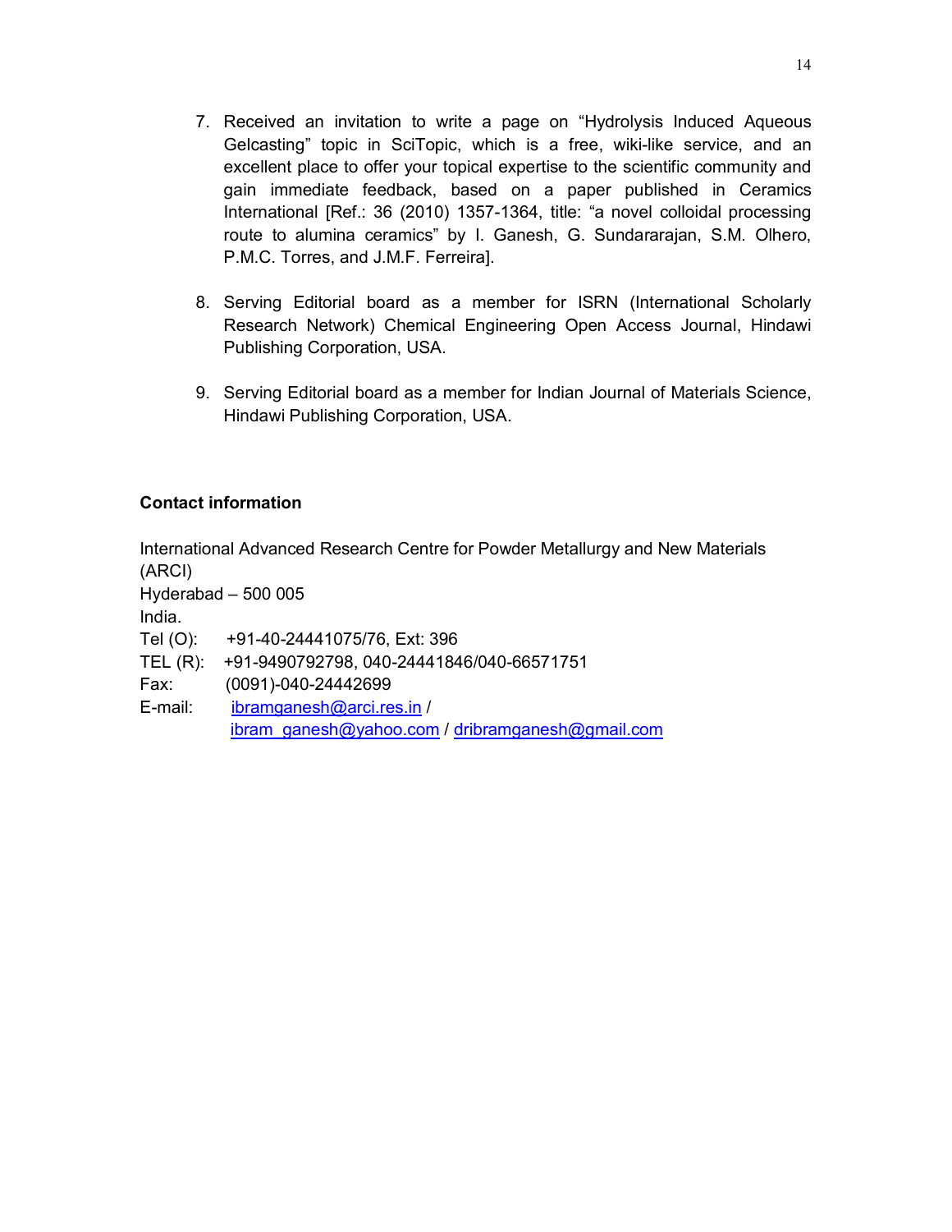7. Received an invitation to write a page on “Hydrolysis Induced Aqueous Gelcasting” topic in SciTopic, which is a free, wiki-like service, and an excellent place to offer your topical expertise to the scientific community and gain immediate feedback, based on a paper published in Ceramics International [Ref.: 36 (2010) 1357-1364, title: “a novel colloidal processing route to alumina ceramics” by I. Ganesh, G. Sundararajan, S.M. Olhero, P.M.C. Torres, and J.M.F. Ferreira].

8. Serving Editorial board as a member for ISRN (International Scholarly Research Network) Chemical Engineering Open Access Journal, Hindawi Publishing Corporation, USA.

9. Serving Editorial board as a member for Indian Journal of Materials Science, Hindawi Publishing Corporation, USA.

**Contact information**

International Advanced Research Centre for Powder Metallurgy and New Materials (ARCI)
Hyderabad – 500 005
India.

Tel (O): +91-40-24441075/76, Ext: 396
TEL (R): +91-9490792798, 040-24441846/040-66571751
Fax: (0091)-040-24442699
E-mail: ibramganesh@arci.res.in /
ibram_ganesh@yahoo.com / dribramganesh@gmail.com